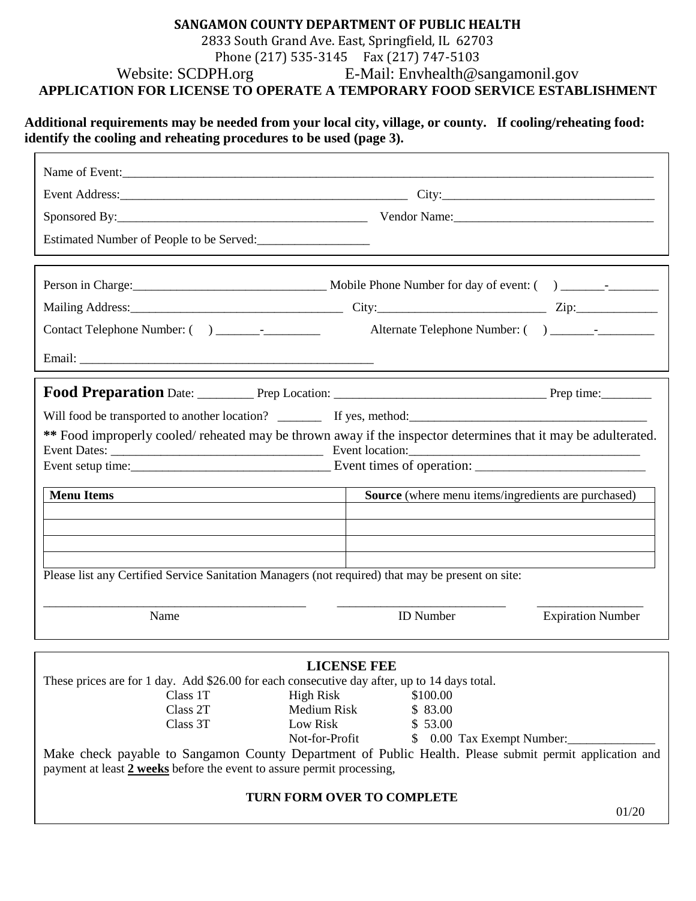**SANGAMON COUNTY DEPARTMENT OF PUBLIC HEALTH**

2833 South Grand Ave. East, Springfield, IL 62703

Phone (217) 535-3145 Fax (217) 747-5103

Website: SCDPH.org E-Mail: Envhealth@sangamonil.gov

# APPLICATION FOR LICENSE TO OPERATE A TEMPORARY FOOD SERVICE ESTABLISHMENT

**Additional requirements may be needed from your local city, village, or county. If cooling/reheating food: identify the cooling and reheating procedures to be used (page 3).**

Name of Event:___________________________________________________________________________

Event Address:_____________________________________________ City:_______________________________

Sponsored By:_______________________________________ Vendor Name:_______________________________

Estimated Number of People to be Served:_________________

Person in Charge:_____________________________ Mobile Phone Number for day of event: ( ) _______-________

Mailing Address:_________________________________ City:_________________________ Zip:_____________

Contact Telephone Number: ( ) _______-_________ Alternate Telephone Number: ( ) _______-_________

Email: _______________________________________________

**Food Preparation** Date: ________ Prep Location: _________________________________ Prep time:________

Will food be transported to another location? _______ If yes, method:____________________________________

**\*\*** Food improperly cooled/ reheated may be thrown away if the inspector determines that it may be adulterated.

Event Dates: ________________________________ Event location:___________________________________

Event setup time:______________________________ Event times of operation: _________________________

| **Menu Items** | **Source** (where menu items/ingredients are purchased) |
|---|---|
| | |
| | |
| | |
| | |

Please list any Certified Service Sanitation Managers (not required) that may be present on site:

_________________________________________ ___________________________ _________________

Name ID Number Expiration Number

**LICENSE FEE**

These prices are for 1 day. Add $26.00 for each consecutive day after, up to 14 days total.

| Class | Risk | Fee |
|---|---|---|
| Class 1T | High Risk | $100.00 |
| Class 2T | Medium Risk | $ 83.00 |
| Class 3T | Low Risk | $ 53.00 |
| | Not-for-Profit | $ 0.00 Tax Exempt Number:______________ |

Make check payable to Sangamon County Department of Public Health. Please submit permit application and payment at least **2 weeks** before the event to assure permit processing,

**TURN FORM OVER TO COMPLETE**

01/20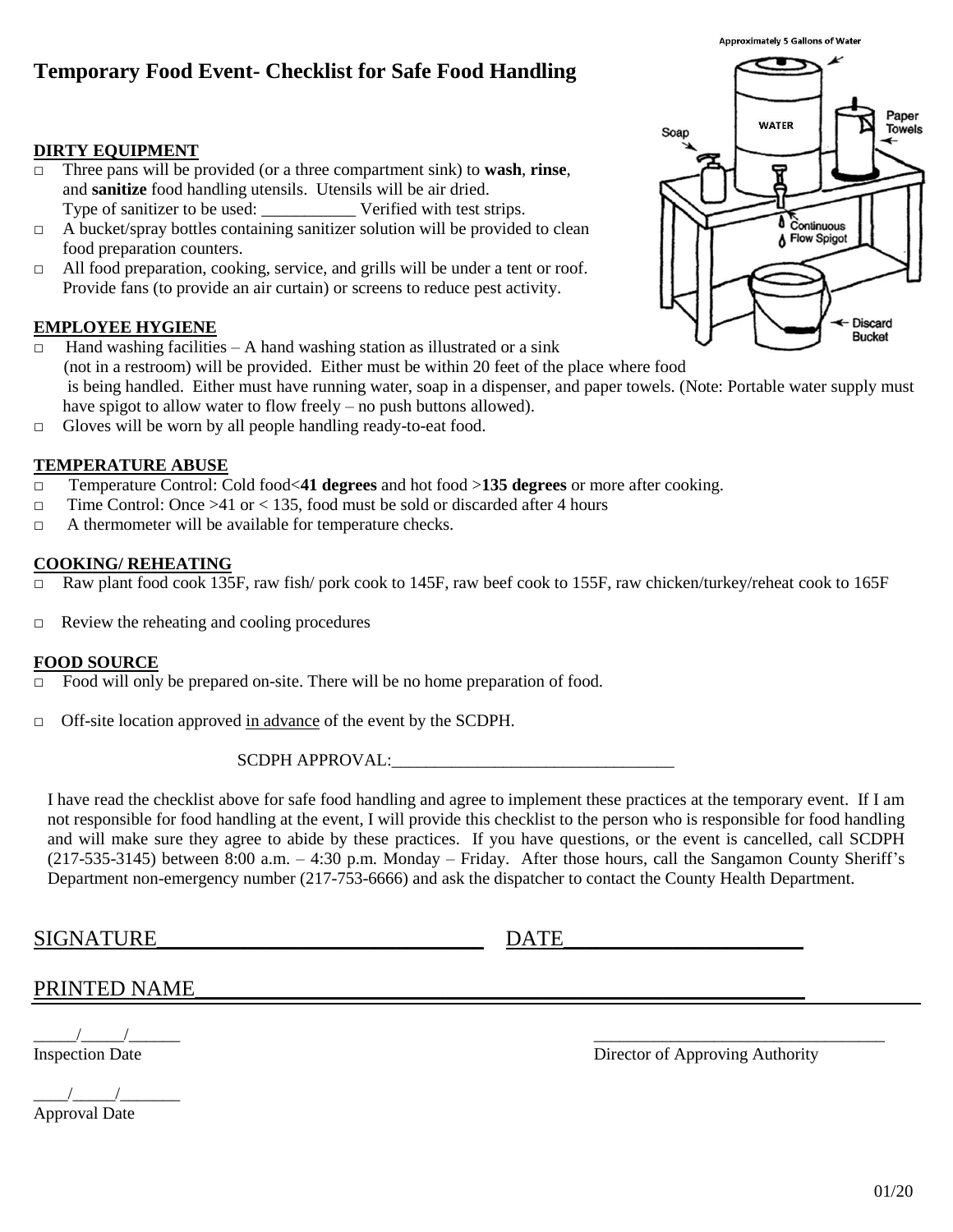# Temporary Food Event- Checklist for Safe Food Handling

Approximately 5 Gallons of Water

WATER

Soap

Paper Towels

Continuous Flow Spigot

Discard Bucket

### DIRTY EQUIPMENT

- □ Three pans will be provided (or a three compartment sink) to **wash**, **rinse**, and **sanitize** food handling utensils. Utensils will be air dried. Type of sanitizer to be used: ___________ Verified with test strips.
- □ A bucket/spray bottles containing sanitizer solution will be provided to clean food preparation counters.
- □ All food preparation, cooking, service, and grills will be under a tent or roof. Provide fans (to provide an air curtain) or screens to reduce pest activity.

### EMPLOYEE HYGIENE

- □ Hand washing facilities – A hand washing station as illustrated or a sink (not in a restroom) will be provided. Either must be within 20 feet of the place where food is being handled. Either must have running water, soap in a dispenser, and paper towels. (Note: Portable water supply must have spigot to allow water to flow freely – no push buttons allowed).
- □ Gloves will be worn by all people handling ready-to-eat food.

### TEMPERATURE ABUSE

- □ Temperature Control: Cold food<**41 degrees** and hot food >**135 degrees** or more after cooking.
- □ Time Control: Once >41 or < 135, food must be sold or discarded after 4 hours
- □ A thermometer will be available for temperature checks.

### COOKING/ REHEATING

- □ Raw plant food cook 135F, raw fish/ pork cook to 145F, raw beef cook to 155F, raw chicken/turkey/reheat cook to 165F
- □ Review the reheating and cooling procedures

### FOOD SOURCE

- □ Food will only be prepared on-site. There will be no home preparation of food.
- □ Off-site location approved in advance of the event by the SCDPH.

SCDPH APPROVAL:_________________________________

I have read the checklist above for safe food handling and agree to implement these practices at the temporary event. If I am not responsible for food handling at the event, I will provide this checklist to the person who is responsible for food handling and will make sure they agree to abide by these practices. If you have questions, or the event is cancelled, call SCDPH (217-535-3145) between 8:00 a.m. – 4:30 p.m. Monday – Friday. After those hours, call the Sangamon County Sheriff's Department non-emergency number (217-753-6666) and ask the dispatcher to contact the County Health Department.

SIGNATURE______________________________ DATE_____________________

PRINTED NAME_____________________________________________________________

_____/_____/______
Inspection Date

__________________________________
Director of Approving Authority

____/_____/_______
Approval Date

01/20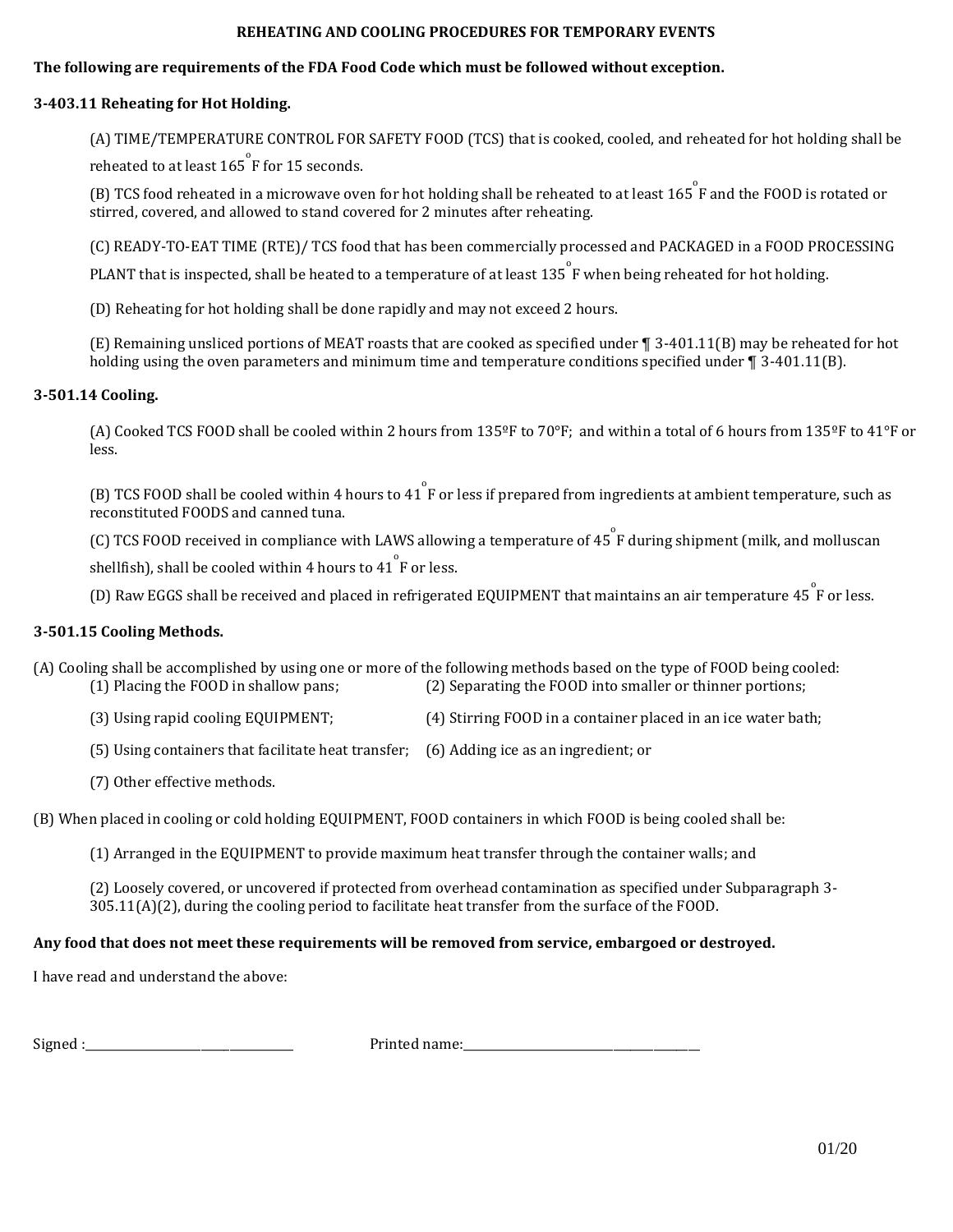# REHEATING AND COOLING PROCEDURES FOR TEMPORARY EVENTS

**The following are requirements of the FDA Food Code which must be followed without exception.**

## 3-403.11 Reheating for Hot Holding.

(A) TIME/TEMPERATURE CONTROL FOR SAFETY FOOD (TCS) that is cooked, cooled, and reheated for hot holding shall be reheated to at least 165°F for 15 seconds.

(B) TCS food reheated in a microwave oven for hot holding shall be reheated to at least 165°F and the FOOD is rotated or stirred, covered, and allowed to stand covered for 2 minutes after reheating.

(C) READY-TO-EAT TIME (RTE)/ TCS food that has been commercially processed and PACKAGED in a FOOD PROCESSING PLANT that is inspected, shall be heated to a temperature of at least 135°F when being reheated for hot holding.

(D) Reheating for hot holding shall be done rapidly and may not exceed 2 hours.

(E) Remaining unsliced portions of MEAT roasts that are cooked as specified under ¶ 3-401.11(B) may be reheated for hot holding using the oven parameters and minimum time and temperature conditions specified under ¶ 3-401.11(B).

## 3-501.14 Cooling.

(A) Cooked TCS FOOD shall be cooled within 2 hours from 135ºF to 70°F; and within a total of 6 hours from 135ºF to 41°F or less.

(B) TCS FOOD shall be cooled within 4 hours to 41°F or less if prepared from ingredients at ambient temperature, such as reconstituted FOODS and canned tuna.

(C) TCS FOOD received in compliance with LAWS allowing a temperature of 45°F during shipment (milk, and molluscan shellfish), shall be cooled within 4 hours to 41°F or less.

(D) Raw EGGS shall be received and placed in refrigerated EQUIPMENT that maintains an air temperature 45°F or less.

## 3-501.15 Cooling Methods.

(A) Cooling shall be accomplished by using one or more of the following methods based on the type of FOOD being cooled:

(1) Placing the FOOD in shallow pans;

(2) Separating the FOOD into smaller or thinner portions;

(3) Using rapid cooling EQUIPMENT;

(4) Stirring FOOD in a container placed in an ice water bath;

(5) Using containers that facilitate heat transfer;

(6) Adding ice as an ingredient; or

(7) Other effective methods.

(B) When placed in cooling or cold holding EQUIPMENT, FOOD containers in which FOOD is being cooled shall be:

(1) Arranged in the EQUIPMENT to provide maximum heat transfer through the container walls; and

(2) Loosely covered, or uncovered if protected from overhead contamination as specified under Subparagraph 3-305.11(A)(2), during the cooling period to facilitate heat transfer from the surface of the FOOD.

**Any food that does not meet these requirements will be removed from service, embargoed or destroyed.**

I have read and understand the above:

Signed :\_\_\_\_\_\_\_\_\_\_\_\_\_\_\_\_\_\_\_\_\_\_\_\_\_\_\_\_\_\_ Printed name:\_\_\_\_\_\_\_\_\_\_\_\_\_\_\_\_\_\_\_\_\_\_\_\_\_\_\_\_\_\_\_\_\_\_\_

01/20